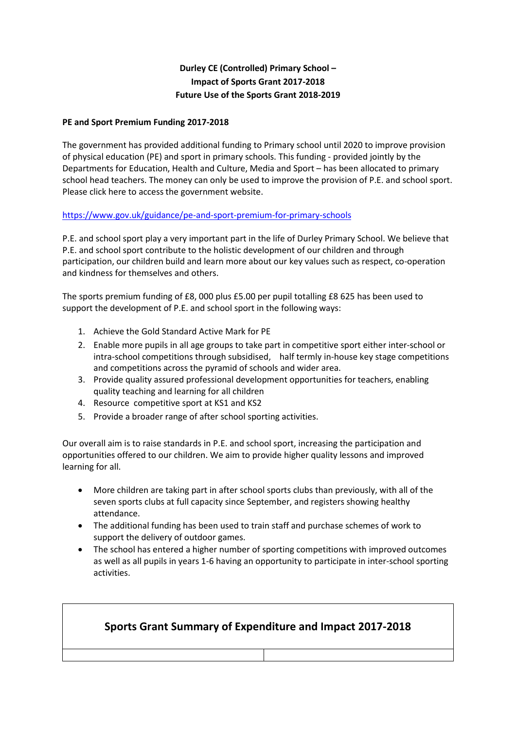**Durley CE (Controlled) Primary School –**
**Impact of Sports Grant 2017-2018**
**Future Use of the Sports Grant 2018-2019**

**PE and Sport Premium Funding 2017-2018**

The government has provided additional funding to Primary school until 2020 to improve provision of physical education (PE) and sport in primary schools. This funding - provided jointly by the Departments for Education, Health and Culture, Media and Sport – has been allocated to primary school head teachers. The money can only be used to improve the provision of P.E. and school sport. Please click here to access the government website.

https://www.gov.uk/guidance/pe-and-sport-premium-for-primary-schools

P.E. and school sport play a very important part in the life of Durley Primary School. We believe that P.E. and school sport contribute to the holistic development of our children and through participation, our children build and learn more about our key values such as respect, co-operation and kindness for themselves and others.

The sports premium funding of £8, 000 plus £5.00 per pupil totalling £8 625 has been used to support the development of P.E. and school sport in the following ways:

1. Achieve the Gold Standard Active Mark for PE
2. Enable more pupils in all age groups to take part in competitive sport either inter-school or intra-school competitions through subsidised, half termly in-house key stage competitions and competitions across the pyramid of schools and wider area.
3. Provide quality assured professional development opportunities for teachers, enabling quality teaching and learning for all children
4. Resource competitive sport at KS1 and KS2
5. Provide a broader range of after school sporting activities.

Our overall aim is to raise standards in P.E. and school sport, increasing the participation and opportunities offered to our children. We aim to provide higher quality lessons and improved learning for all.

- More children are taking part in after school sports clubs than previously, with all of the seven sports clubs at full capacity since September, and registers showing healthy attendance.
- The additional funding has been used to train staff and purchase schemes of work to support the delivery of outdoor games.
- The school has entered a higher number of sporting competitions with improved outcomes as well as all pupils in years 1-6 having an opportunity to participate in inter-school sporting activities.

## Sports Grant Summary of Expenditure and Impact 2017-2018

| | |
|---|---|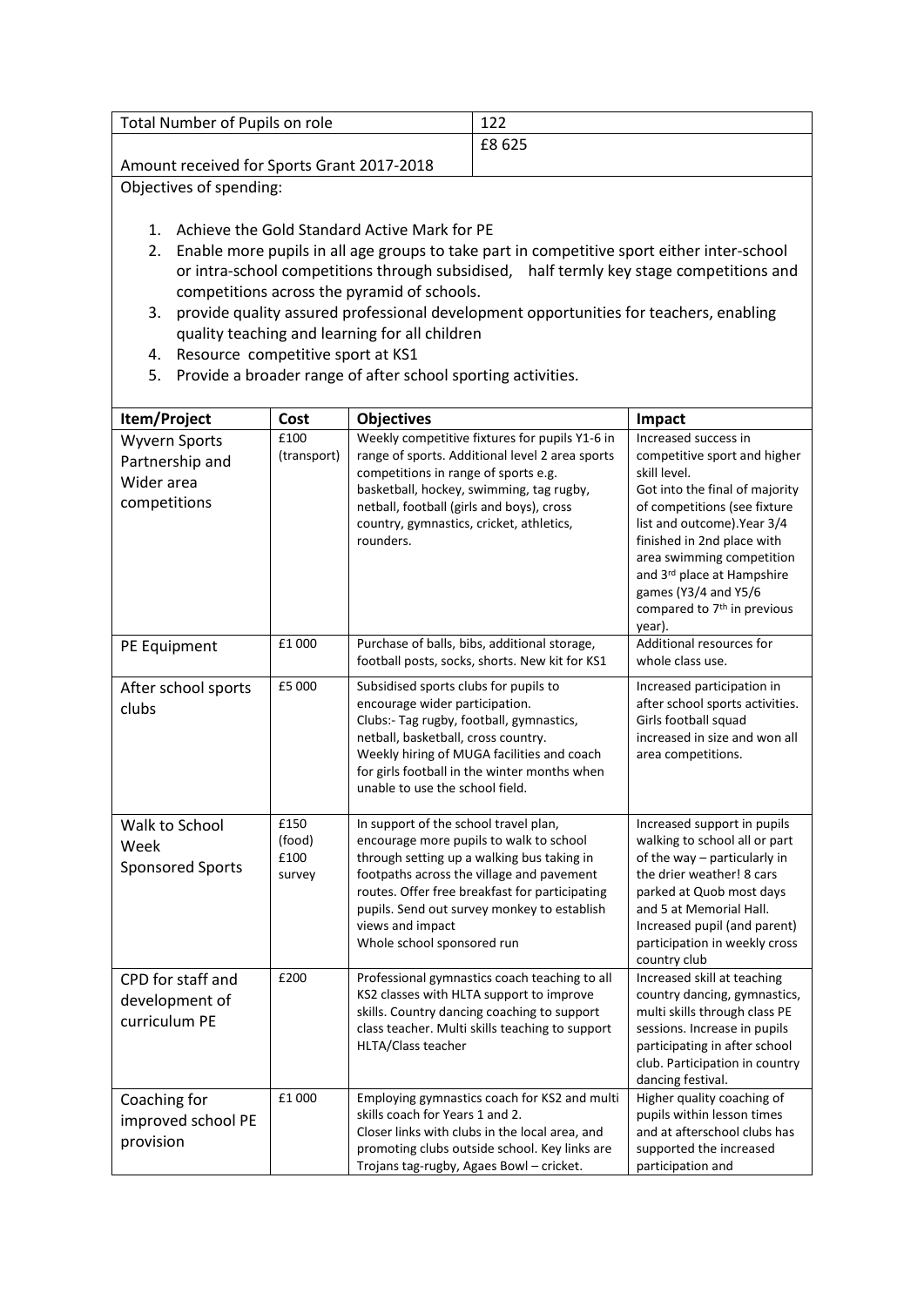| Total Number of Pupils on role | 122 |
| --- | --- |
| Amount received for Sports Grant 2017-2018 | £8 625 |

Objectives of spending:

1. Achieve the Gold Standard Active Mark for PE
2. Enable more pupils in all age groups to take part in competitive sport either inter-school or intra-school competitions through subsidised, half termly key stage competitions and competitions across the pyramid of schools.
3. provide quality assured professional development opportunities for teachers, enabling quality teaching and learning for all children
4. Resource competitive sport at KS1
5. Provide a broader range of after school sporting activities.

| Item/Project | Cost | Objectives | Impact |
| --- | --- | --- | --- |
| Wyvern Sports Partnership and Wider area competitions | £100 (transport) | Weekly competitive fixtures for pupils Y1-6 in range of sports. Additional level 2 area sports competitions in range of sports e.g. basketball, hockey, swimming, tag rugby, netball, football (girls and boys), cross country, gymnastics, cricket, athletics, rounders. | Increased success in competitive sport and higher skill level. Got into the final of majority of competitions (see fixture list and outcome).Year 3/4 finished in 2nd place with area swimming competition and 3rd place at Hampshire games (Y3/4 and Y5/6 compared to 7th in previous year). |
| PE Equipment | £1 000 | Purchase of balls, bibs, additional storage, football posts, socks, shorts. New kit for KS1 | Additional resources for whole class use. |
| After school sports clubs | £5 000 | Subsidised sports clubs for pupils to encourage wider participation. Clubs:- Tag rugby, football, gymnastics, netball, basketball, cross country. Weekly hiring of MUGA facilities and coach for girls football in the winter months when unable to use the school field. | Increased participation in after school sports activities. Girls football squad increased in size and won all area competitions. |
| Walk to School Week Sponsored Sports | £150 (food) £100 survey | In support of the school travel plan, encourage more pupils to walk to school through setting up a walking bus taking in footpaths across the village and pavement routes. Offer free breakfast for participating pupils. Send out survey monkey to establish views and impact Whole school sponsored run | Increased support in pupils walking to school all or part of the way – particularly in the drier weather! 8 cars parked at Quob most days and 5 at Memorial Hall. Increased pupil (and parent) participation in weekly cross country club |
| CPD for staff and development of curriculum PE | £200 | Professional gymnastics coach teaching to all KS2 classes with HLTA support to improve skills. Country dancing coaching to support class teacher. Multi skills teaching to support HLTA/Class teacher | Increased skill at teaching country dancing, gymnastics, multi skills through class PE sessions. Increase in pupils participating in after school club. Participation in country dancing festival. |
| Coaching for improved school PE provision | £1 000 | Employing gymnastics coach for KS2 and multi skills coach for Years 1 and 2. Closer links with clubs in the local area, and promoting clubs outside school. Key links are Trojans tag-rugby, Agaes Bowl – cricket. | Higher quality coaching of pupils within lesson times and at afterschool clubs has supported the increased participation and |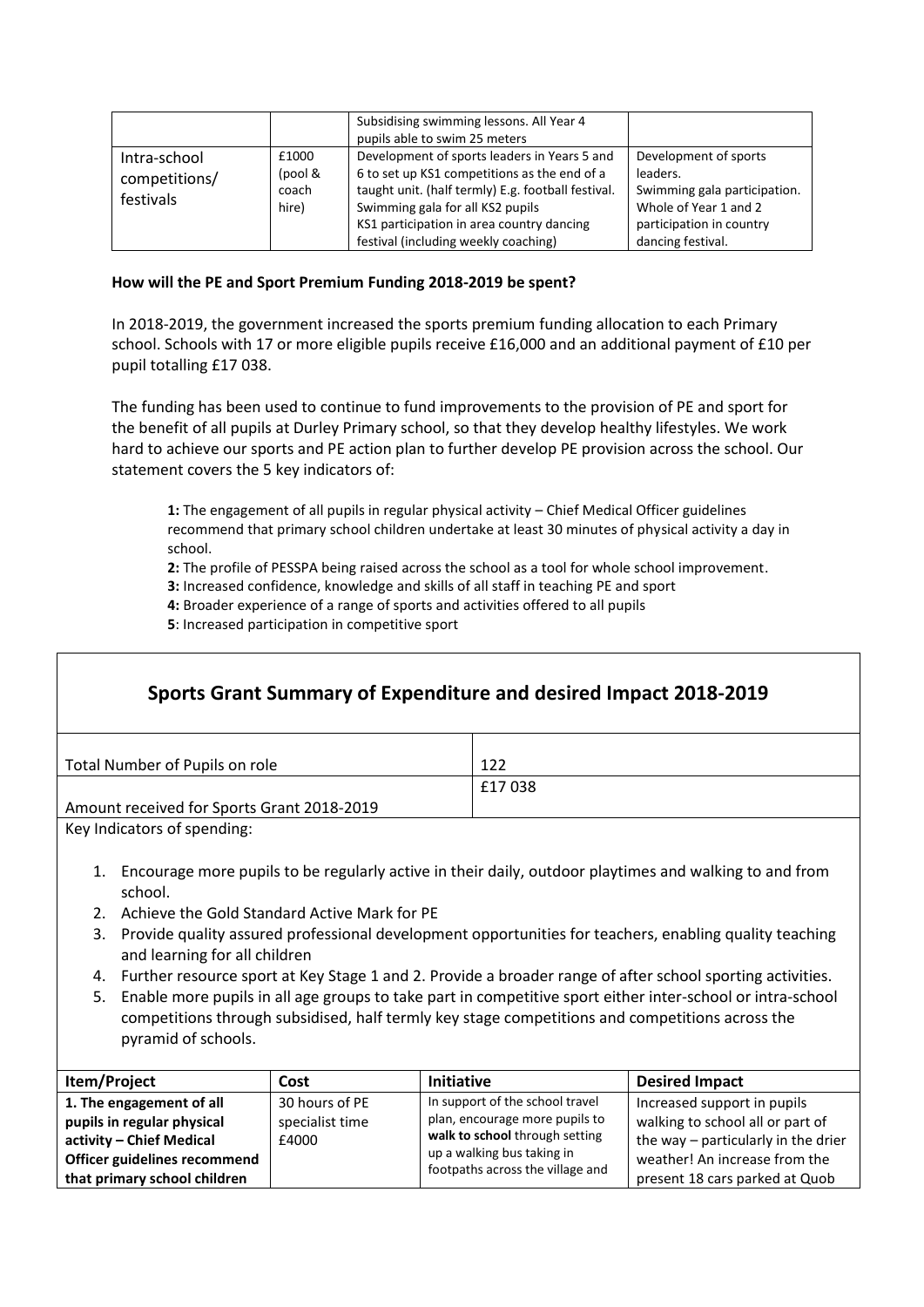| | | Subsidising swimming lessons. All Year 4 pupils able to swim 25 meters | |
|---|---|---|---|
| Intra-school competitions/ festivals | £1000 (pool & coach hire) | Development of sports leaders in Years 5 and 6 to set up KS1 competitions as the end of a taught unit. (half termly) E.g. football festival. Swimming gala for all KS2 pupils KS1 participation in area country dancing festival (including weekly coaching) | Development of sports leaders. Swimming gala participation. Whole of Year 1 and 2 participation in country dancing festival. |

**How will the PE and Sport Premium Funding 2018-2019 be spent?**

In 2018-2019, the government increased the sports premium funding allocation to each Primary school. Schools with 17 or more eligible pupils receive £16,000 and an additional payment of £10 per pupil totalling £17 038.

The funding has been used to continue to fund improvements to the provision of PE and sport for the benefit of all pupils at Durley Primary school, so that they develop healthy lifestyles. We work hard to achieve our sports and PE action plan to further develop PE provision across the school. Our statement covers the 5 key indicators of:

> **1:** The engagement of all pupils in regular physical activity – Chief Medical Officer guidelines recommend that primary school children undertake at least 30 minutes of physical activity a day in school.
> **2:** The profile of PESSPA being raised across the school as a tool for whole school improvement.
> **3:** Increased confidence, knowledge and skills of all staff in teaching PE and sport
> **4:** Broader experience of a range of sports and activities offered to all pupils
> **5**: Increased participation in competitive sport

## Sports Grant Summary of Expenditure and desired Impact 2018-2019

| | |
|---|---|
| Total Number of Pupils on role | 122 |
| Amount received for Sports Grant 2018-2019 | £17 038 |

Key Indicators of spending:

1. Encourage more pupils to be regularly active in their daily, outdoor playtimes and walking to and from school.
2. Achieve the Gold Standard Active Mark for PE
3. Provide quality assured professional development opportunities for teachers, enabling quality teaching and learning for all children
4. Further resource sport at Key Stage 1 and 2. Provide a broader range of after school sporting activities.
5. Enable more pupils in all age groups to take part in competitive sport either inter-school or intra-school competitions through subsidised, half termly key stage competitions and competitions across the pyramid of schools.

| Item/Project | Cost | Initiative | Desired Impact |
|---|---|---|---|
| **1. The engagement of all pupils in regular physical activity – Chief Medical Officer guidelines recommend that primary school children** | 30 hours of PE specialist time £4000 | In support of the school travel plan, encourage more pupils to **walk to school** through setting up a walking bus taking in footpaths across the village and | Increased support in pupils walking to school all or part of the way – particularly in the drier weather! An increase from the present 18 cars parked at Quob |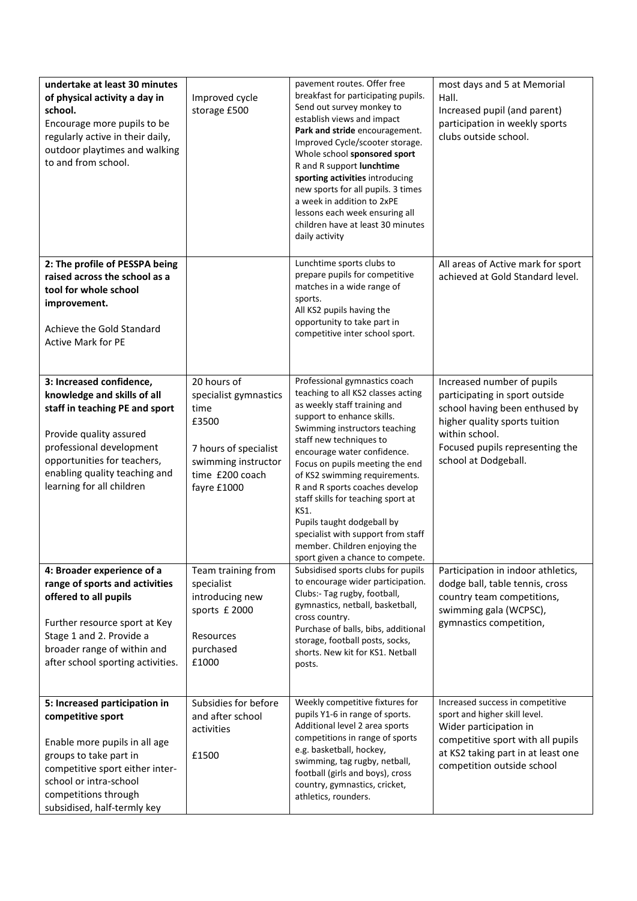| | | | |
|---|---|---|---|
| **undertake at least 30 minutes of physical activity a day in school.**<br>Encourage more pupils to be regularly active in their daily, outdoor playtimes and walking to and from school. | Improved cycle storage £500 | pavement routes. Offer free breakfast for participating pupils. Send out survey monkey to establish views and impact **Park and stride** encouragement. Improved Cycle/scooter storage. Whole school **sponsored sport** R and R support **lunchtime sporting activities** introducing new sports for all pupils. 3 times a week in addition to 2xPE lessons each week ensuring all children have at least 30 minutes daily activity | most days and 5 at Memorial Hall.<br>Increased pupil (and parent) participation in weekly sports clubs outside school. |
| **2: The profile of PESSPA being raised across the school as a tool for whole school improvement.**<br><br>Achieve the Gold Standard Active Mark for PE | | Lunchtime sports clubs to prepare pupils for competitive matches in a wide range of sports.<br>All KS2 pupils having the opportunity to take part in competitive inter school sport. | All areas of Active mark for sport achieved at Gold Standard level. |
| **3: Increased confidence, knowledge and skills of all staff in teaching PE and sport**<br><br>Provide quality assured professional development opportunities for teachers, enabling quality teaching and learning for all children | 20 hours of specialist gymnastics time<br>£3500<br><br>7 hours of specialist swimming instructor time £200 coach fayre £1000 | Professional gymnastics coach teaching to all KS2 classes acting as weekly staff training and support to enhance skills.<br>Swimming instructors teaching staff new techniques to encourage water confidence.<br>Focus on pupils meeting the end of KS2 swimming requirements.<br>R and R sports coaches develop staff skills for teaching sport at KS1.<br>Pupils taught dodgeball by specialist with support from staff member. Children enjoying the sport given a chance to compete. | Increased number of pupils participating in sport outside school having been enthused by higher quality sports tuition within school.<br>Focused pupils representing the school at Dodgeball. |
| **4: Broader experience of a range of sports and activities offered to all pupils**<br><br>Further resource sport at Key Stage 1 and 2. Provide a broader range of within and after school sporting activities. | Team training from specialist introducing new sports £ 2000<br><br>Resources purchased<br>£1000 | Subsidised sports clubs for pupils to encourage wider participation. Clubs:- Tag rugby, football, gymnastics, netball, basketball, cross country.<br>Purchase of balls, bibs, additional storage, football posts, socks, shorts. New kit for KS1. Netball posts. | Participation in indoor athletics, dodge ball, table tennis, cross country team competitions, swimming gala (WCPSC), gymnastics competition, |
| **5: Increased participation in competitive sport**<br><br>Enable more pupils in all age groups to take part in competitive sport either inter-school or intra-school competitions through subsidised, half-termly key | Subsidies for before and after school activities<br><br>£1500 | Weekly competitive fixtures for pupils Y1-6 in range of sports.<br>Additional level 2 area sports competitions in range of sports e.g. basketball, hockey, swimming, tag rugby, netball, football (girls and boys), cross country, gymnastics, cricket, athletics, rounders. | Increased success in competitive sport and higher skill level.<br>Wider participation in competitive sport with all pupils at KS2 taking part in at least one competition outside school |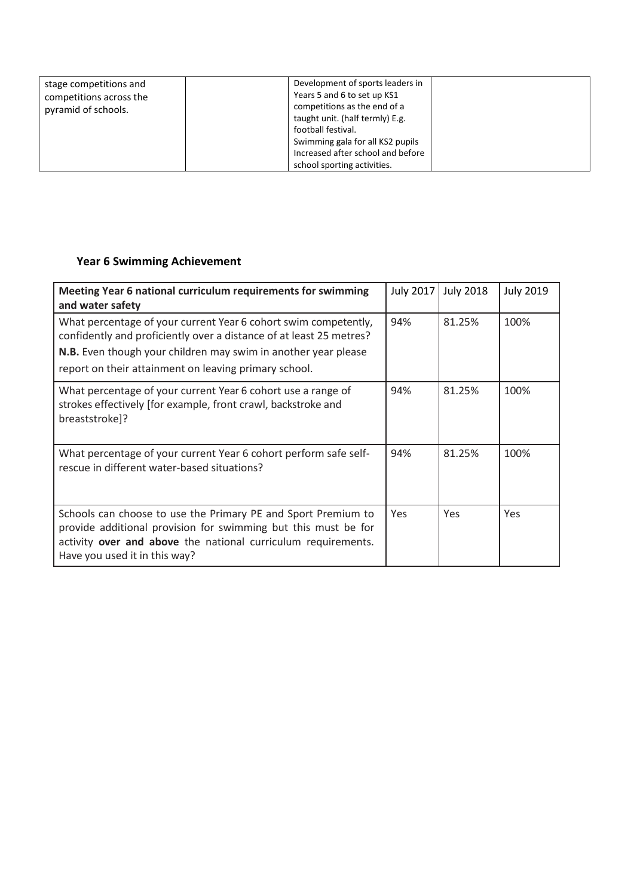| | | | |
|---|---|---|---|
| stage competitions and competitions across the pyramid of schools. | | Development of sports leaders in Years 5 and 6 to set up KS1 competitions as the end of a taught unit. (half termly) E.g. football festival.<br>Swimming gala for all KS2 pupils<br>Increased after school and before school sporting activities. | |

### Year 6 Swimming Achievement

| **Meeting Year 6 national curriculum requirements for swimming and water safety** | July 2017 | July 2018 | July 2019 |
|---|---|---|---|
| What percentage of your current Year 6 cohort swim competently, confidently and proficiently over a distance of at least 25 metres?<br>**N.B.** Even though your children may swim in another year please report on their attainment on leaving primary school. | 94% | 81.25% | 100% |
| What percentage of your current Year 6 cohort use a range of strokes effectively [for example, front crawl, backstroke and breaststroke]? | 94% | 81.25% | 100% |
| What percentage of your current Year 6 cohort perform safe self-rescue in different water-based situations? | 94% | 81.25% | 100% |
| Schools can choose to use the Primary PE and Sport Premium to provide additional provision for swimming but this must be for activity **over and above** the national curriculum requirements. Have you used it in this way? | Yes | Yes | Yes |